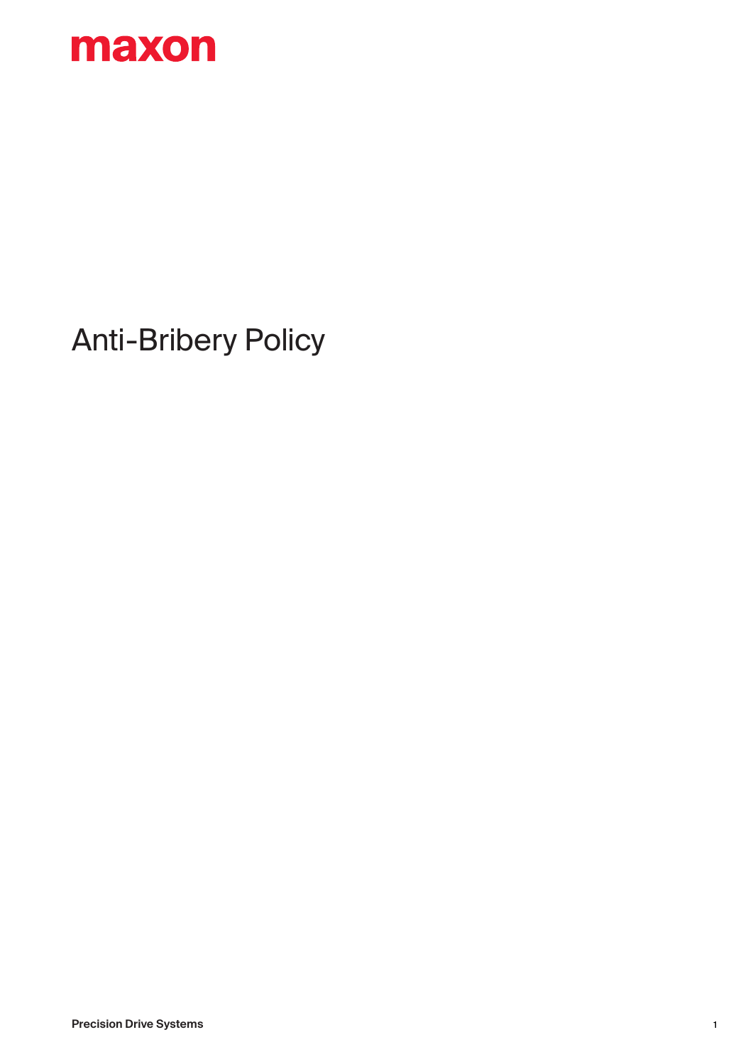maxon

# Anti-Bribery Policy

Precision Drive Systems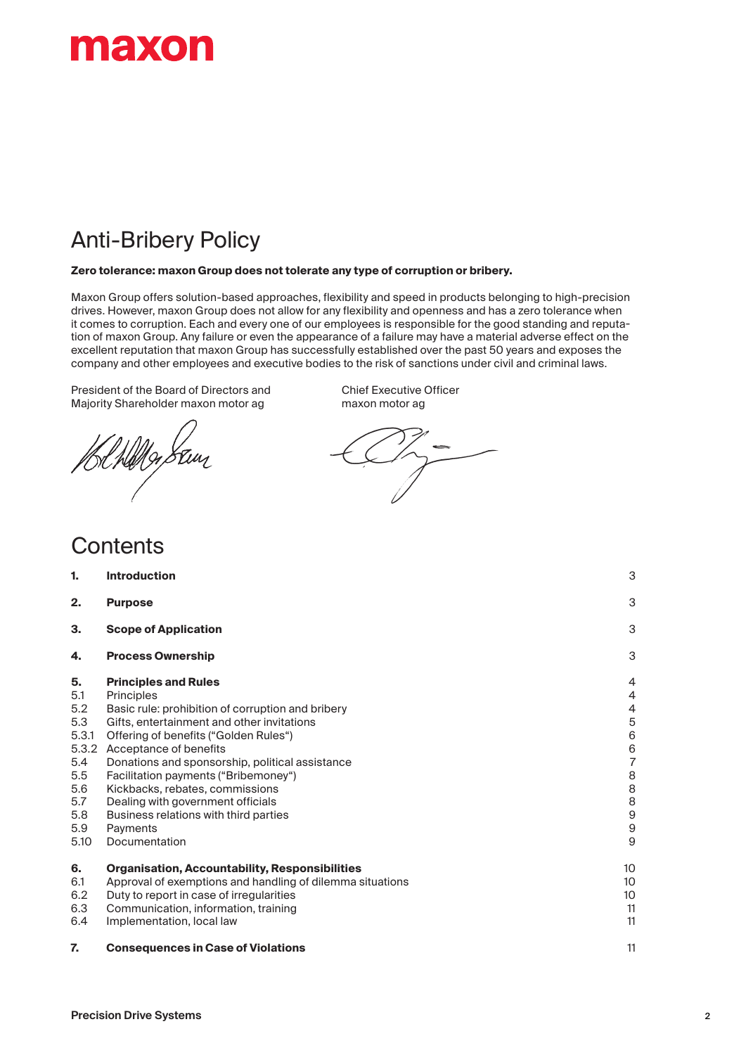maxon

# Anti-Bribery Policy

**Zero tolerance: maxon Group does not tolerate any type of corruption or bribery.**

Maxon Group offers solution-based approaches, flexibility and speed in products belonging to high-precision drives. However, maxon Group does not allow for any flexibility and openness and has a zero tolerance when it comes to corruption. Each and every one of our employees is responsible for the good standing and reputation of maxon Group. Any failure or even the appearance of a failure may have a material adverse effect on the excellent reputation that maxon Group has successfully established over the past 50 years and exposes the company and other employees and executive bodies to the risk of sanctions under civil and criminal laws.

President of the Board of Directors and
Majority Shareholder maxon motor ag

Chief Executive Officer
maxon motor ag

## Contents

| | | |
|---|---|---|
| **1.** | **Introduction** | 3 |
| **2.** | **Purpose** | 3 |
| **3.** | **Scope of Application** | 3 |
| **4.** | **Process Ownership** | 3 |
| **5.** | **Principles and Rules** | 4 |
| 5.1 | Principles | 4 |
| 5.2 | Basic rule: prohibition of corruption and bribery | 4 |
| 5.3 | Gifts, entertainment and other invitations | 5 |
| 5.3.1 | Offering of benefits ("Golden Rules") | 6 |
| 5.3.2 | Acceptance of benefits | 6 |
| 5.4 | Donations and sponsorship, political assistance | 7 |
| 5.5 | Facilitation payments ("Bribemoney") | 8 |
| 5.6 | Kickbacks, rebates, commissions | 8 |
| 5.7 | Dealing with government officials | 8 |
| 5.8 | Business relations with third parties | 9 |
| 5.9 | Payments | 9 |
| 5.10 | Documentation | 9 |
| **6.** | **Organisation, Accountability, Responsibilities** | 10 |
| 6.1 | Approval of exemptions and handling of dilemma situations | 10 |
| 6.2 | Duty to report in case of irregularities | 10 |
| 6.3 | Communication, information, training | 11 |
| 6.4 | Implementation, local law | 11 |
| **7.** | **Consequences in Case of Violations** | 11 |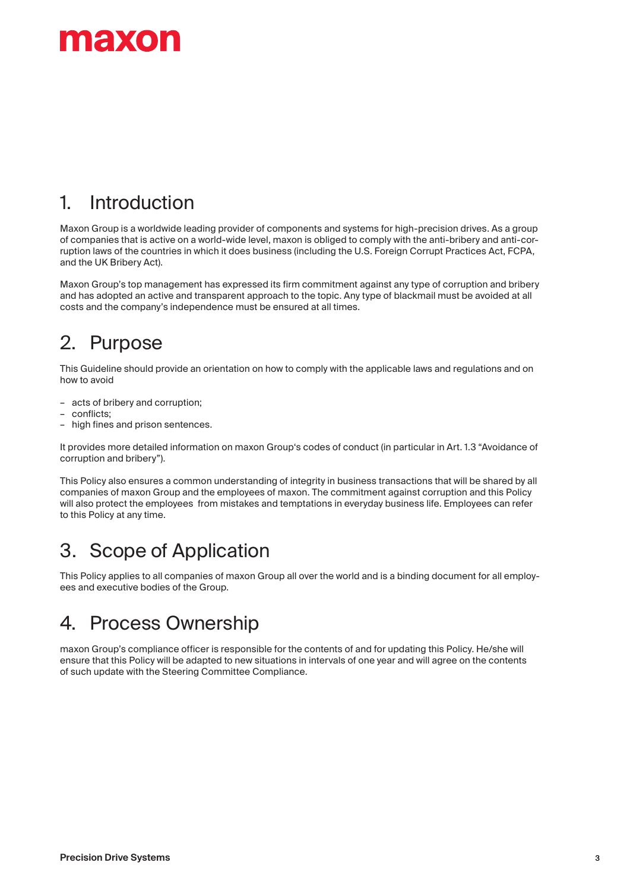# 1. Introduction

Maxon Group is a worldwide leading provider of components and systems for high-precision drives. As a group of companies that is active on a world-wide level, maxon is obliged to comply with the anti-bribery and anti-corruption laws of the countries in which it does business (including the U.S. Foreign Corrupt Practices Act, FCPA, and the UK Bribery Act).

Maxon Group's top management has expressed its firm commitment against any type of corruption and bribery and has adopted an active and transparent approach to the topic. Any type of blackmail must be avoided at all costs and the company's independence must be ensured at all times.

# 2. Purpose

This Guideline should provide an orientation on how to comply with the applicable laws and regulations and on how to avoid

- acts of bribery and corruption;
- conflicts;
- high fines and prison sentences.

It provides more detailed information on maxon Group's codes of conduct (in particular in Art. 1.3 "Avoidance of corruption and bribery").

This Policy also ensures a common understanding of integrity in business transactions that will be shared by all companies of maxon Group and the employees of maxon. The commitment against corruption and this Policy will also protect the employees from mistakes and temptations in everyday business life. Employees can refer to this Policy at any time.

# 3. Scope of Application

This Policy applies to all companies of maxon Group all over the world and is a binding document for all employees and executive bodies of the Group.

# 4. Process Ownership

maxon Group's compliance officer is responsible for the contents of and for updating this Policy. He/she will ensure that this Policy will be adapted to new situations in intervals of one year and will agree on the contents of such update with the Steering Committee Compliance.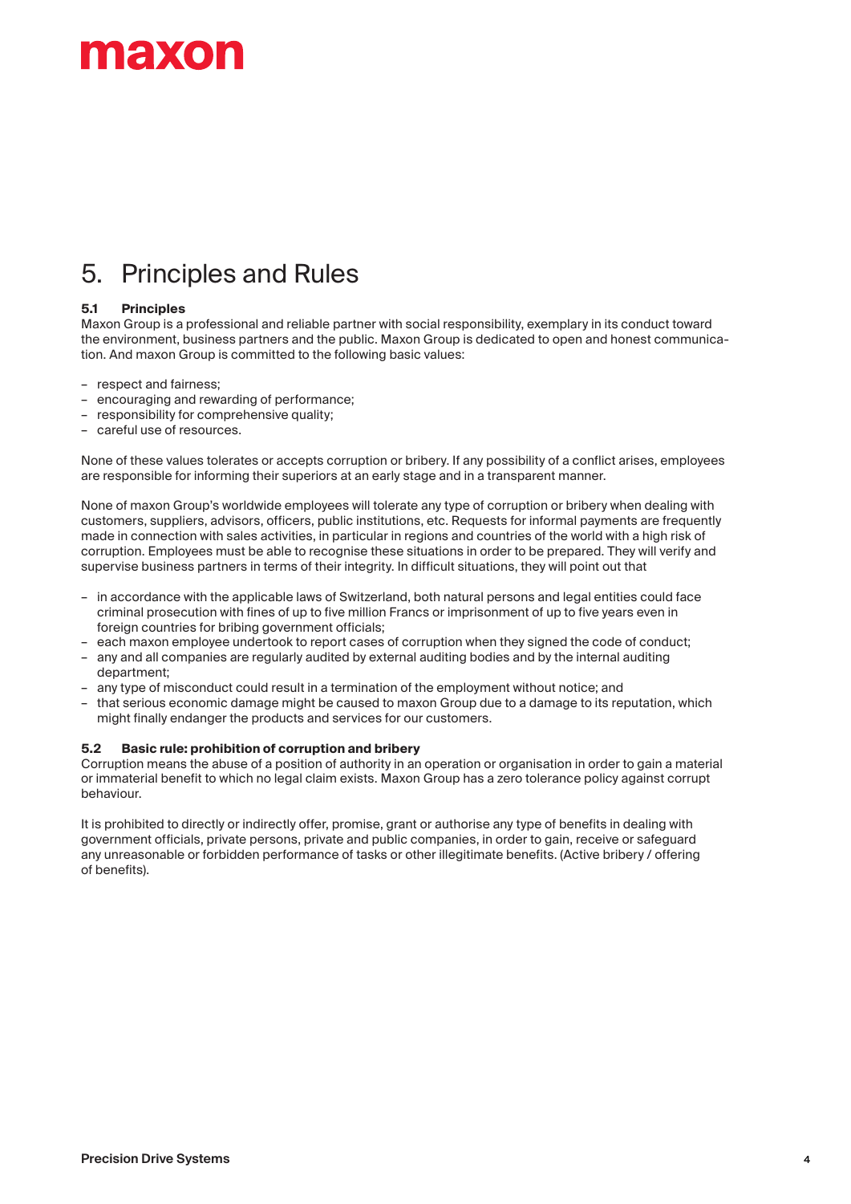# 5. Principles and Rules

### 5.1 Principles

Maxon Group is a professional and reliable partner with social responsibility, exemplary in its conduct toward the environment, business partners and the public. Maxon Group is dedicated to open and honest communication. And maxon Group is committed to the following basic values:

- respect and fairness;
- encouraging and rewarding of performance;
- responsibility for comprehensive quality;
- careful use of resources.

None of these values tolerates or accepts corruption or bribery. If any possibility of a conflict arises, employees are responsible for informing their superiors at an early stage and in a transparent manner.

None of maxon Group's worldwide employees will tolerate any type of corruption or bribery when dealing with customers, suppliers, advisors, officers, public institutions, etc. Requests for informal payments are frequently made in connection with sales activities, in particular in regions and countries of the world with a high risk of corruption. Employees must be able to recognise these situations in order to be prepared. They will verify and supervise business partners in terms of their integrity. In difficult situations, they will point out that

- in accordance with the applicable laws of Switzerland, both natural persons and legal entities could face criminal prosecution with fines of up to five million Francs or imprisonment of up to five years even in foreign countries for bribing government officials;
- each maxon employee undertook to report cases of corruption when they signed the code of conduct;
- any and all companies are regularly audited by external auditing bodies and by the internal auditing department;
- any type of misconduct could result in a termination of the employment without notice; and
- that serious economic damage might be caused to maxon Group due to a damage to its reputation, which might finally endanger the products and services for our customers.

### 5.2 Basic rule: prohibition of corruption and bribery

Corruption means the abuse of a position of authority in an operation or organisation in order to gain a material or immaterial benefit to which no legal claim exists. Maxon Group has a zero tolerance policy against corrupt behaviour.

It is prohibited to directly or indirectly offer, promise, grant or authorise any type of benefits in dealing with government officials, private persons, private and public companies, in order to gain, receive or safeguard any unreasonable or forbidden performance of tasks or other illegitimate benefits. (Active bribery / offering of benefits).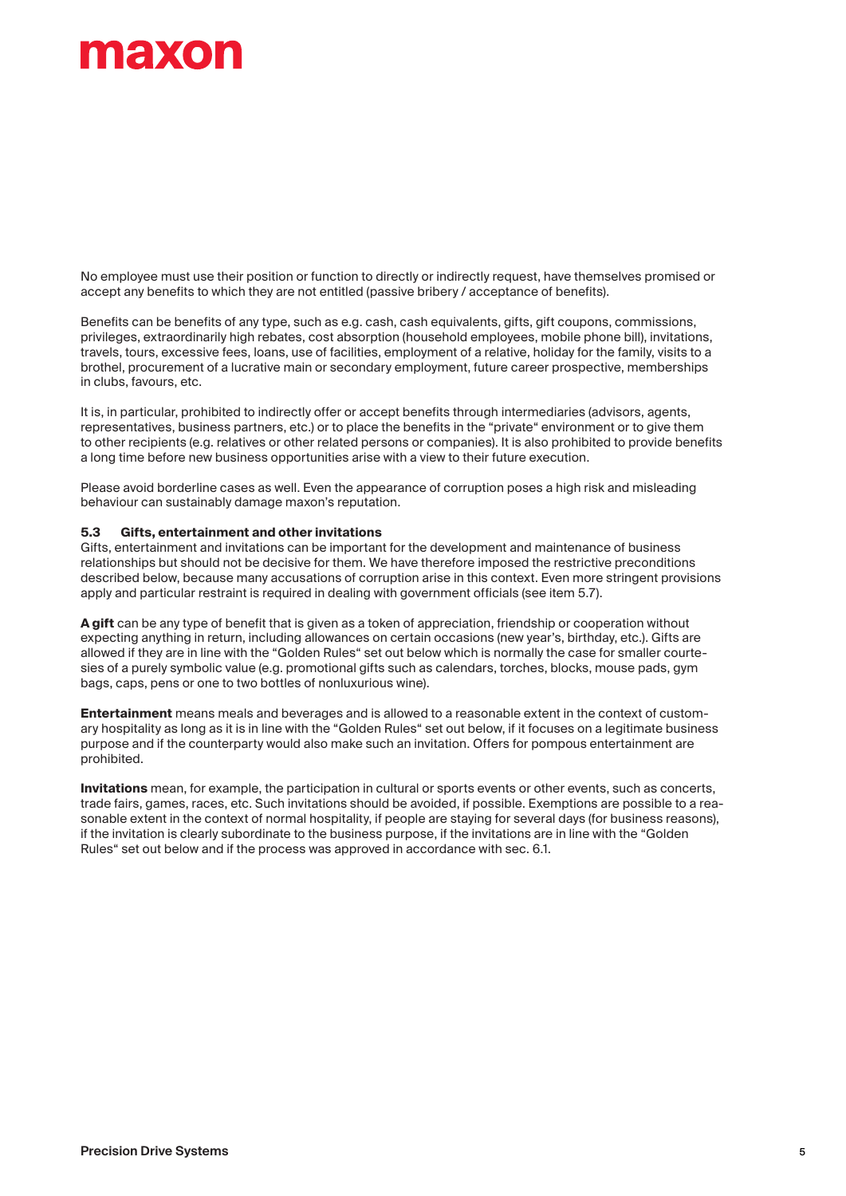No employee must use their position or function to directly or indirectly request, have themselves promised or accept any benefits to which they are not entitled (passive bribery / acceptance of benefits).

Benefits can be benefits of any type, such as e.g. cash, cash equivalents, gifts, gift coupons, commissions, privileges, extraordinarily high rebates, cost absorption (household employees, mobile phone bill), invitations, travels, tours, excessive fees, loans, use of facilities, employment of a relative, holiday for the family, visits to a brothel, procurement of a lucrative main or secondary employment, future career prospective, memberships in clubs, favours, etc.

It is, in particular, prohibited to indirectly offer or accept benefits through intermediaries (advisors, agents, representatives, business partners, etc.) or to place the benefits in the "private" environment or to give them to other recipients (e.g. relatives or other related persons or companies). It is also prohibited to provide benefits a long time before new business opportunities arise with a view to their future execution.

Please avoid borderline cases as well. Even the appearance of corruption poses a high risk and misleading behaviour can sustainably damage maxon's reputation.

### 5.3 Gifts, entertainment and other invitations

Gifts, entertainment and invitations can be important for the development and maintenance of business relationships but should not be decisive for them. We have therefore imposed the restrictive preconditions described below, because many accusations of corruption arise in this context. Even more stringent provisions apply and particular restraint is required in dealing with government officials (see item 5.7).

**A gift** can be any type of benefit that is given as a token of appreciation, friendship or cooperation without expecting anything in return, including allowances on certain occasions (new year's, birthday, etc.). Gifts are allowed if they are in line with the "Golden Rules" set out below which is normally the case for smaller courtesies of a purely symbolic value (e.g. promotional gifts such as calendars, torches, blocks, mouse pads, gym bags, caps, pens or one to two bottles of nonluxurious wine).

**Entertainment** means meals and beverages and is allowed to a reasonable extent in the context of customary hospitality as long as it is in line with the "Golden Rules" set out below, if it focuses on a legitimate business purpose and if the counterparty would also make such an invitation. Offers for pompous entertainment are prohibited.

**Invitations** mean, for example, the participation in cultural or sports events or other events, such as concerts, trade fairs, games, races, etc. Such invitations should be avoided, if possible. Exemptions are possible to a reasonable extent in the context of normal hospitality, if people are staying for several days (for business reasons), if the invitation is clearly subordinate to the business purpose, if the invitations are in line with the "Golden Rules" set out below and if the process was approved in accordance with sec. 6.1.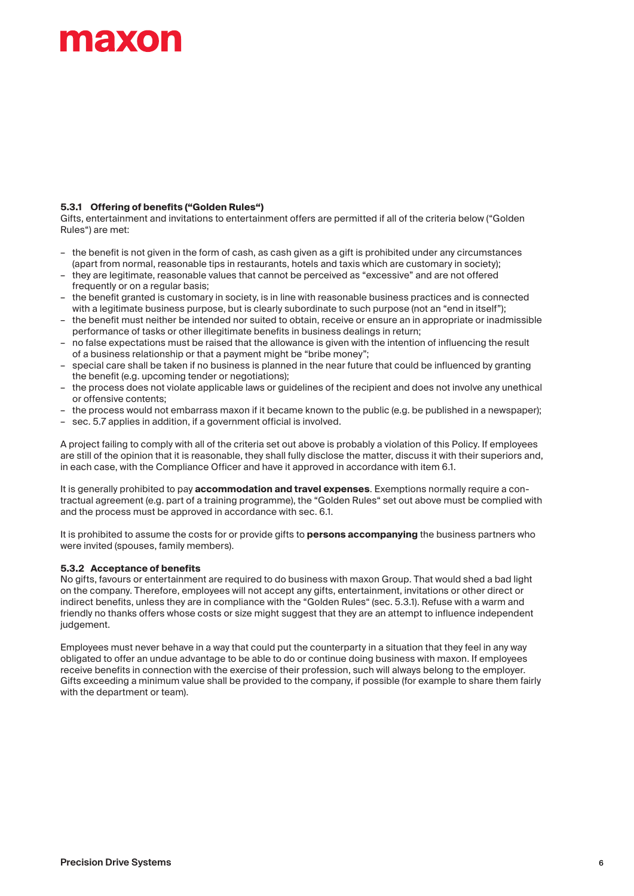#### 5.3.1 Offering of benefits ("Golden Rules")

Gifts, entertainment and invitations to entertainment offers are permitted if all of the criteria below ("Golden Rules") are met:

- the benefit is not given in the form of cash, as cash given as a gift is prohibited under any circumstances (apart from normal, reasonable tips in restaurants, hotels and taxis which are customary in society);
- they are legitimate, reasonable values that cannot be perceived as "excessive" and are not offered frequently or on a regular basis;
- the benefit granted is customary in society, is in line with reasonable business practices and is connected with a legitimate business purpose, but is clearly subordinate to such purpose (not an "end in itself");
- the benefit must neither be intended nor suited to obtain, receive or ensure an in appropriate or inadmissible performance of tasks or other illegitimate benefits in business dealings in return;
- no false expectations must be raised that the allowance is given with the intention of influencing the result of a business relationship or that a payment might be "bribe money";
- special care shall be taken if no business is planned in the near future that could be influenced by granting the benefit (e.g. upcoming tender or negotiations);
- the process does not violate applicable laws or guidelines of the recipient and does not involve any unethical or offensive contents;
- the process would not embarrass maxon if it became known to the public (e.g. be published in a newspaper);
- sec. 5.7 applies in addition, if a government official is involved.

A project failing to comply with all of the criteria set out above is probably a violation of this Policy. If employees are still of the opinion that it is reasonable, they shall fully disclose the matter, discuss it with their superiors and, in each case, with the Compliance Officer and have it approved in accordance with item 6.1.

It is generally prohibited to pay **accommodation and travel expenses**. Exemptions normally require a contractual agreement (e.g. part of a training programme), the "Golden Rules" set out above must be complied with and the process must be approved in accordance with sec. 6.1.

It is prohibited to assume the costs for or provide gifts to **persons accompanying** the business partners who were invited (spouses, family members).

#### 5.3.2 Acceptance of benefits

No gifts, favours or entertainment are required to do business with maxon Group. That would shed a bad light on the company. Therefore, employees will not accept any gifts, entertainment, invitations or other direct or indirect benefits, unless they are in compliance with the "Golden Rules" (sec. 5.3.1). Refuse with a warm and friendly no thanks offers whose costs or size might suggest that they are an attempt to influence independent judgement.

Employees must never behave in a way that could put the counterparty in a situation that they feel in any way obligated to offer an undue advantage to be able to do or continue doing business with maxon. If employees receive benefits in connection with the exercise of their profession, such will always belong to the employer. Gifts exceeding a minimum value shall be provided to the company, if possible (for example to share them fairly with the department or team).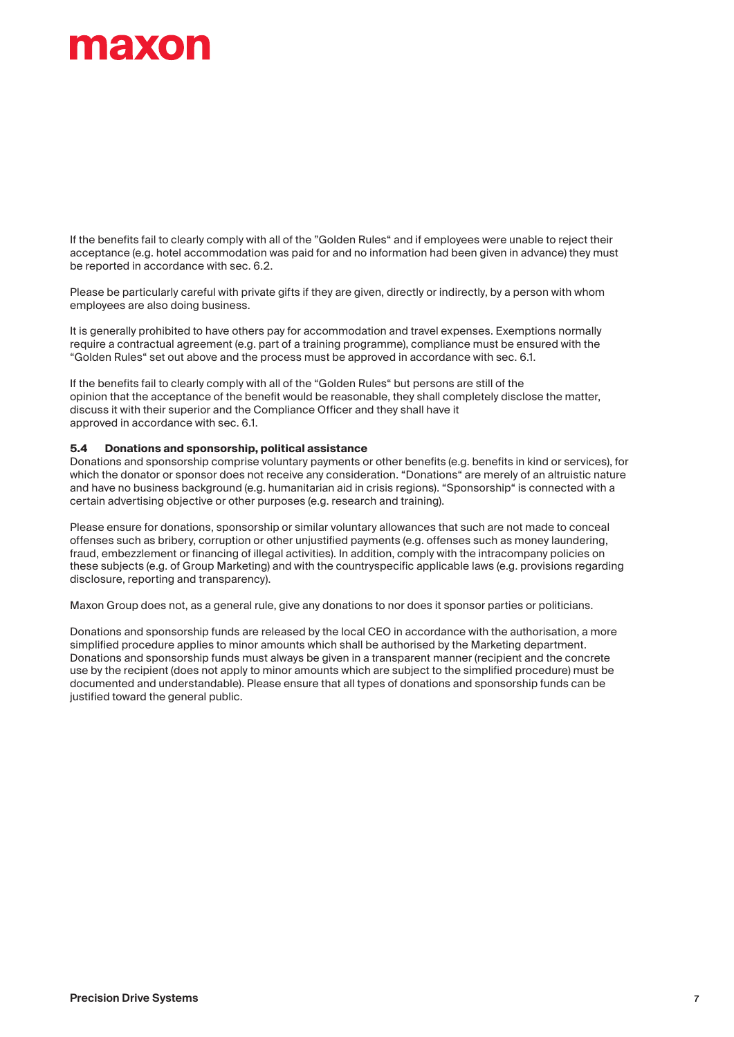If the benefits fail to clearly comply with all of the "Golden Rules" and if employees were unable to reject their acceptance (e.g. hotel accommodation was paid for and no information had been given in advance) they must be reported in accordance with sec. 6.2.

Please be particularly careful with private gifts if they are given, directly or indirectly, by a person with whom employees are also doing business.

It is generally prohibited to have others pay for accommodation and travel expenses. Exemptions normally require a contractual agreement (e.g. part of a training programme), compliance must be ensured with the "Golden Rules" set out above and the process must be approved in accordance with sec. 6.1.

If the benefits fail to clearly comply with all of the "Golden Rules" but persons are still of the opinion that the acceptance of the benefit would be reasonable, they shall completely disclose the matter, discuss it with their superior and the Compliance Officer and they shall have it approved in accordance with sec. 6.1.

### 5.4 Donations and sponsorship, political assistance

Donations and sponsorship comprise voluntary payments or other benefits (e.g. benefits in kind or services), for which the donator or sponsor does not receive any consideration. "Donations" are merely of an altruistic nature and have no business background (e.g. humanitarian aid in crisis regions). "Sponsorship" is connected with a certain advertising objective or other purposes (e.g. research and training).

Please ensure for donations, sponsorship or similar voluntary allowances that such are not made to conceal offenses such as bribery, corruption or other unjustified payments (e.g. offenses such as money laundering, fraud, embezzlement or financing of illegal activities). In addition, comply with the intracompany policies on these subjects (e.g. of Group Marketing) and with the countryspecific applicable laws (e.g. provisions regarding disclosure, reporting and transparency).

Maxon Group does not, as a general rule, give any donations to nor does it sponsor parties or politicians.

Donations and sponsorship funds are released by the local CEO in accordance with the authorisation, a more simplified procedure applies to minor amounts which shall be authorised by the Marketing department. Donations and sponsorship funds must always be given in a transparent manner (recipient and the concrete use by the recipient (does not apply to minor amounts which are subject to the simplified procedure) must be documented and understandable). Please ensure that all types of donations and sponsorship funds can be justified toward the general public.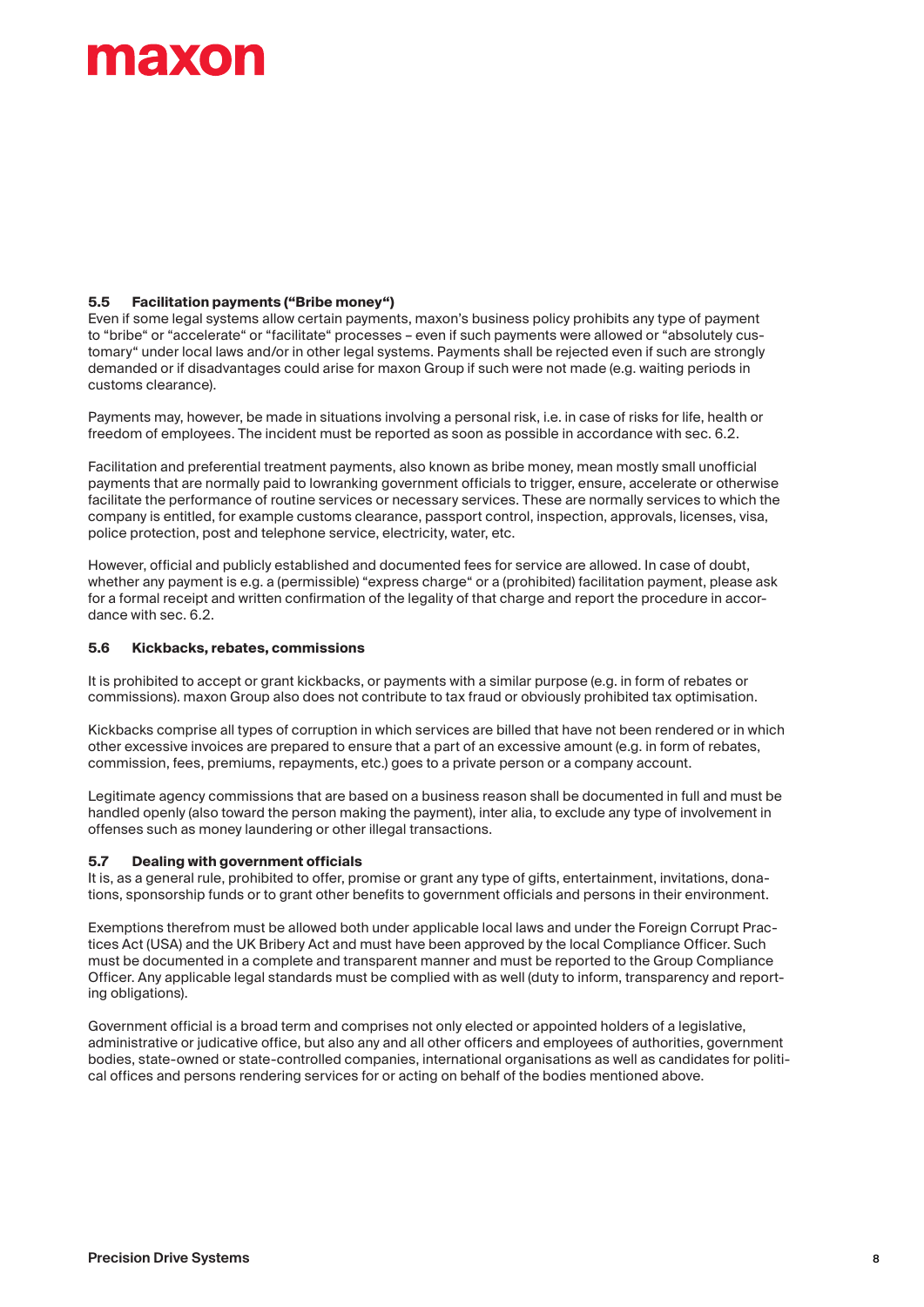### 5.5 Facilitation payments ("Bribe money")

Even if some legal systems allow certain payments, maxon's business policy prohibits any type of payment to "bribe" or "accelerate" or "facilitate" processes – even if such payments were allowed or "absolutely customary" under local laws and/or in other legal systems. Payments shall be rejected even if such are strongly demanded or if disadvantages could arise for maxon Group if such were not made (e.g. waiting periods in customs clearance).

Payments may, however, be made in situations involving a personal risk, i.e. in case of risks for life, health or freedom of employees. The incident must be reported as soon as possible in accordance with sec. 6.2.

Facilitation and preferential treatment payments, also known as bribe money, mean mostly small unofficial payments that are normally paid to lowranking government officials to trigger, ensure, accelerate or otherwise facilitate the performance of routine services or necessary services. These are normally services to which the company is entitled, for example customs clearance, passport control, inspection, approvals, licenses, visa, police protection, post and telephone service, electricity, water, etc.

However, official and publicly established and documented fees for service are allowed. In case of doubt, whether any payment is e.g. a (permissible) "express charge" or a (prohibited) facilitation payment, please ask for a formal receipt and written confirmation of the legality of that charge and report the procedure in accordance with sec. 6.2.

### 5.6 Kickbacks, rebates, commissions

It is prohibited to accept or grant kickbacks, or payments with a similar purpose (e.g. in form of rebates or commissions). maxon Group also does not contribute to tax fraud or obviously prohibited tax optimisation.

Kickbacks comprise all types of corruption in which services are billed that have not been rendered or in which other excessive invoices are prepared to ensure that a part of an excessive amount (e.g. in form of rebates, commission, fees, premiums, repayments, etc.) goes to a private person or a company account.

Legitimate agency commissions that are based on a business reason shall be documented in full and must be handled openly (also toward the person making the payment), inter alia, to exclude any type of involvement in offenses such as money laundering or other illegal transactions.

### 5.7 Dealing with government officials

It is, as a general rule, prohibited to offer, promise or grant any type of gifts, entertainment, invitations, donations, sponsorship funds or to grant other benefits to government officials and persons in their environment.

Exemptions therefrom must be allowed both under applicable local laws and under the Foreign Corrupt Practices Act (USA) and the UK Bribery Act and must have been approved by the local Compliance Officer. Such must be documented in a complete and transparent manner and must be reported to the Group Compliance Officer. Any applicable legal standards must be complied with as well (duty to inform, transparency and reporting obligations).

Government official is a broad term and comprises not only elected or appointed holders of a legislative, administrative or judicative office, but also any and all other officers and employees of authorities, government bodies, state-owned or state-controlled companies, international organisations as well as candidates for political offices and persons rendering services for or acting on behalf of the bodies mentioned above.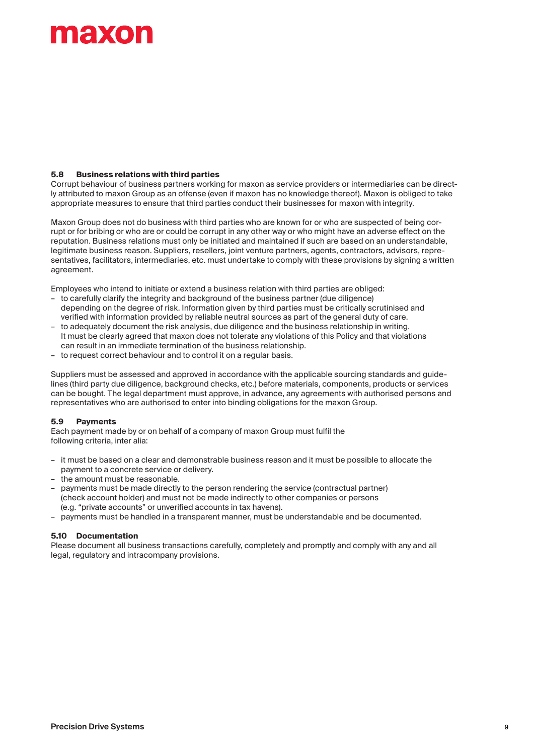### 5.8 Business relations with third parties

Corrupt behaviour of business partners working for maxon as service providers or intermediaries can be directly attributed to maxon Group as an offense (even if maxon has no knowledge thereof). Maxon is obliged to take appropriate measures to ensure that third parties conduct their businesses for maxon with integrity.

Maxon Group does not do business with third parties who are known for or who are suspected of being corrupt or for bribing or who are or could be corrupt in any other way or who might have an adverse effect on the reputation. Business relations must only be initiated and maintained if such are based on an understandable, legitimate business reason. Suppliers, resellers, joint venture partners, agents, contractors, advisors, representatives, facilitators, intermediaries, etc. must undertake to comply with these provisions by signing a written agreement.

Employees who intend to initiate or extend a business relation with third parties are obliged:

- to carefully clarify the integrity and background of the business partner (due diligence) depending on the degree of risk. Information given by third parties must be critically scrutinised and verified with information provided by reliable neutral sources as part of the general duty of care.
- to adequately document the risk analysis, due diligence and the business relationship in writing. It must be clearly agreed that maxon does not tolerate any violations of this Policy and that violations can result in an immediate termination of the business relationship.
- to request correct behaviour and to control it on a regular basis.

Suppliers must be assessed and approved in accordance with the applicable sourcing standards and guidelines (third party due diligence, background checks, etc.) before materials, components, products or services can be bought. The legal department must approve, in advance, any agreements with authorised persons and representatives who are authorised to enter into binding obligations for the maxon Group.

### 5.9 Payments

Each payment made by or on behalf of a company of maxon Group must fulfil the following criteria, inter alia:

- it must be based on a clear and demonstrable business reason and it must be possible to allocate the payment to a concrete service or delivery.
- the amount must be reasonable.
- payments must be made directly to the person rendering the service (contractual partner) (check account holder) and must not be made indirectly to other companies or persons (e.g. "private accounts" or unverified accounts in tax havens).
- payments must be handled in a transparent manner, must be understandable and be documented.

### 5.10 Documentation

Please document all business transactions carefully, completely and promptly and comply with any and all legal, regulatory and intracompany provisions.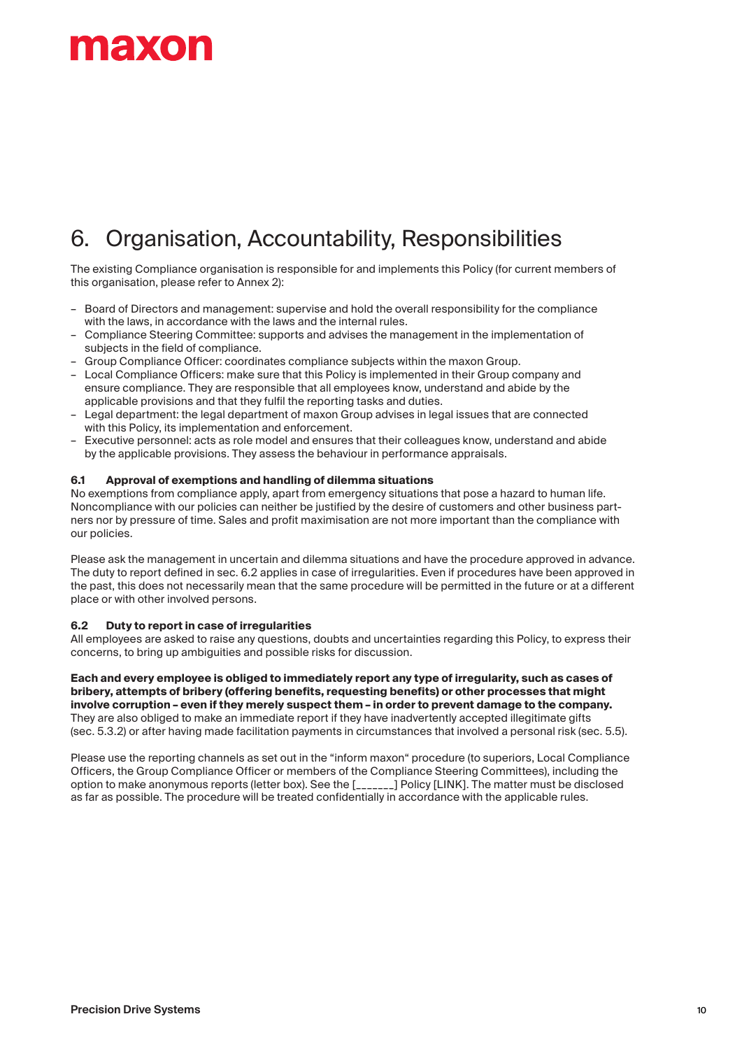# 6. Organisation, Accountability, Responsibilities

The existing Compliance organisation is responsible for and implements this Policy (for current members of this organisation, please refer to Annex 2):

- Board of Directors and management: supervise and hold the overall responsibility for the compliance with the laws, in accordance with the laws and the internal rules.
- Compliance Steering Committee: supports and advises the management in the implementation of subjects in the field of compliance.
- Group Compliance Officer: coordinates compliance subjects within the maxon Group.
- Local Compliance Officers: make sure that this Policy is implemented in their Group company and ensure compliance. They are responsible that all employees know, understand and abide by the applicable provisions and that they fulfil the reporting tasks and duties.
- Legal department: the legal department of maxon Group advises in legal issues that are connected with this Policy, its implementation and enforcement.
- Executive personnel: acts as role model and ensures that their colleagues know, understand and abide by the applicable provisions. They assess the behaviour in performance appraisals.

### 6.1 Approval of exemptions and handling of dilemma situations

No exemptions from compliance apply, apart from emergency situations that pose a hazard to human life. Noncompliance with our policies can neither be justified by the desire of customers and other business partners nor by pressure of time. Sales and profit maximisation are not more important than the compliance with our policies.

Please ask the management in uncertain and dilemma situations and have the procedure approved in advance. The duty to report defined in sec. 6.2 applies in case of irregularities. Even if procedures have been approved in the past, this does not necessarily mean that the same procedure will be permitted in the future or at a different place or with other involved persons.

### 6.2 Duty to report in case of irregularities

All employees are asked to raise any questions, doubts and uncertainties regarding this Policy, to express their concerns, to bring up ambiguities and possible risks for discussion.

**Each and every employee is obliged to immediately report any type of irregularity, such as cases of bribery, attempts of bribery (offering benefits, requesting benefits) or other processes that might involve corruption – even if they merely suspect them – in order to prevent damage to the company.** They are also obliged to make an immediate report if they have inadvertently accepted illegitimate gifts (sec. 5.3.2) or after having made facilitation payments in circumstances that involved a personal risk (sec. 5.5).

Please use the reporting channels as set out in the "inform maxon" procedure (to superiors, Local Compliance Officers, the Group Compliance Officer or members of the Compliance Steering Committees), including the option to make anonymous reports (letter box). See the [_______] Policy [LINK]. The matter must be disclosed as far as possible. The procedure will be treated confidentially in accordance with the applicable rules.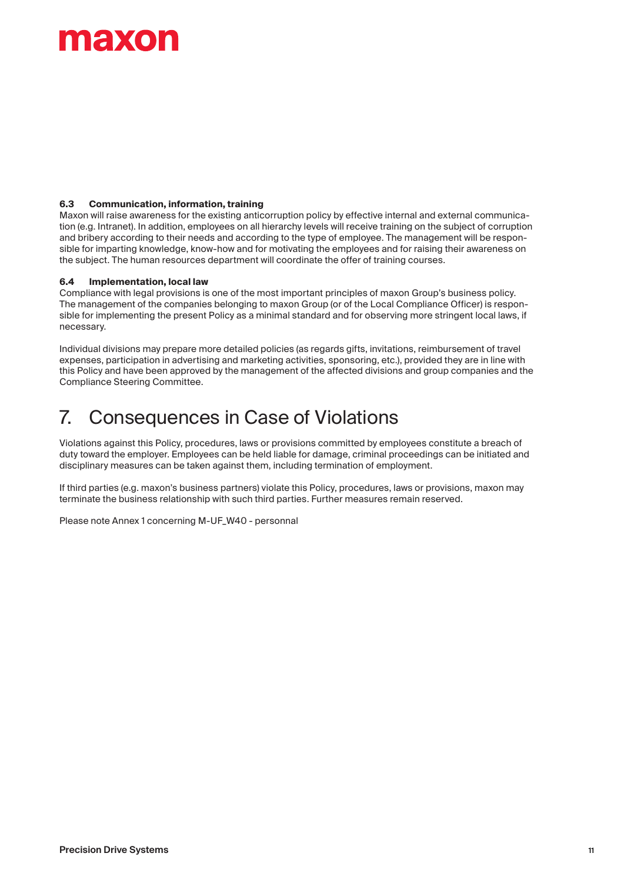### 6.3 Communication, information, training

Maxon will raise awareness for the existing anticorruption policy by effective internal and external communication (e.g. Intranet). In addition, employees on all hierarchy levels will receive training on the subject of corruption and bribery according to their needs and according to the type of employee. The management will be responsible for imparting knowledge, know-how and for motivating the employees and for raising their awareness on the subject. The human resources department will coordinate the offer of training courses.

### 6.4 Implementation, local law

Compliance with legal provisions is one of the most important principles of maxon Group's business policy. The management of the companies belonging to maxon Group (or of the Local Compliance Officer) is responsible for implementing the present Policy as a minimal standard and for observing more stringent local laws, if necessary.

Individual divisions may prepare more detailed policies (as regards gifts, invitations, reimbursement of travel expenses, participation in advertising and marketing activities, sponsoring, etc.), provided they are in line with this Policy and have been approved by the management of the affected divisions and group companies and the Compliance Steering Committee.

## 7. Consequences in Case of Violations

Violations against this Policy, procedures, laws or provisions committed by employees constitute a breach of duty toward the employer. Employees can be held liable for damage, criminal proceedings can be initiated and disciplinary measures can be taken against them, including termination of employment.

If third parties (e.g. maxon's business partners) violate this Policy, procedures, laws or provisions, maxon may terminate the business relationship with such third parties. Further measures remain reserved.

Please note Annex 1 concerning M-UF_W40 - personnal